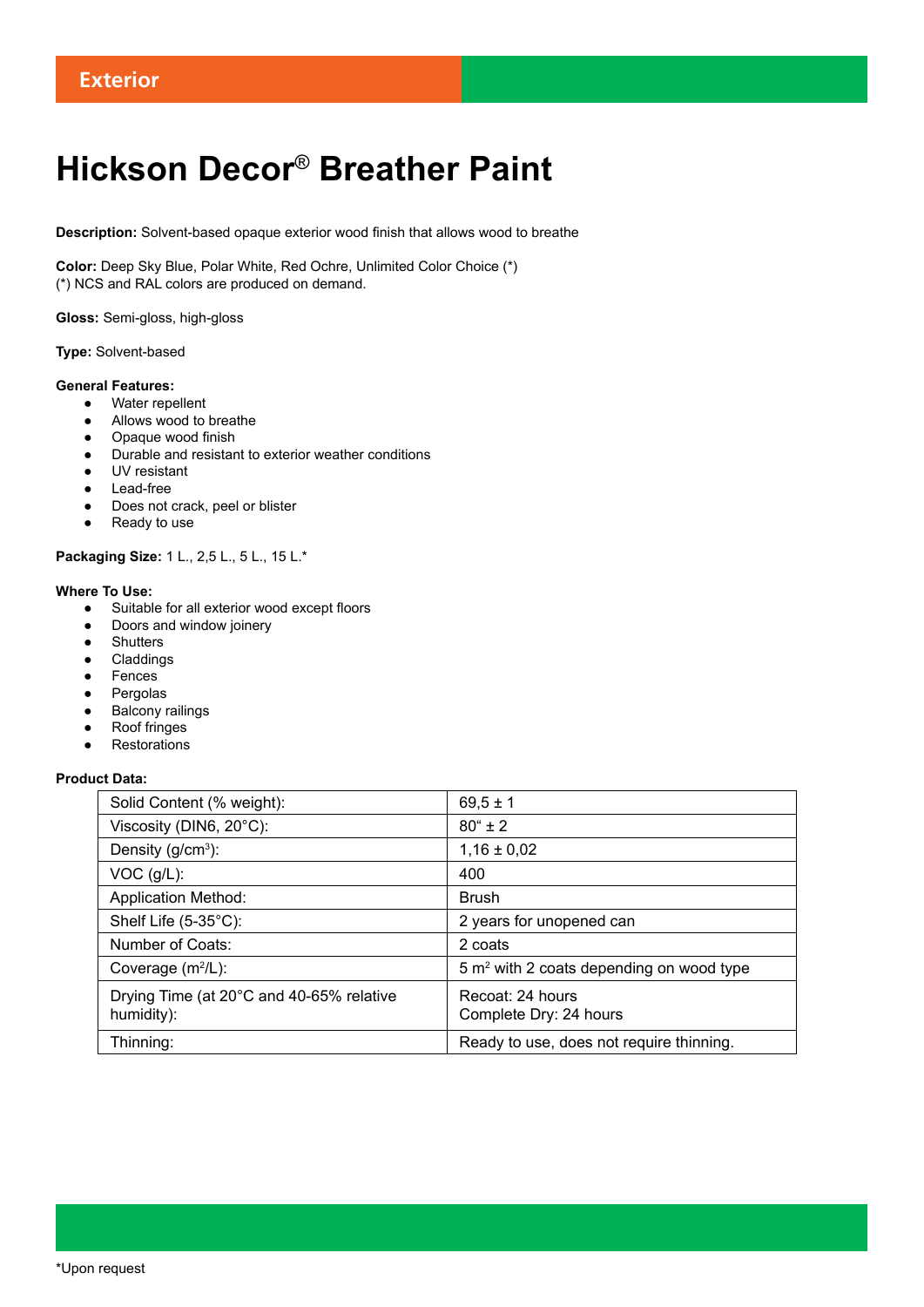Exterior

# Hickson Decor® Breather Paint

**Description:** Solvent-based opaque exterior wood finish that allows wood to breathe

**Color:** Deep Sky Blue, Polar White, Red Ochre, Unlimited Color Choice (*)
(*) NCS and RAL colors are produced on demand.

**Gloss:** Semi-gloss, high-gloss

**Type:** Solvent-based

**General Features:**

- Water repellent
- Allows wood to breathe
- Opaque wood finish
- Durable and resistant to exterior weather conditions
- UV resistant
- Lead-free
- Does not crack, peel or blister
- Ready to use

**Packaging Size:** 1 L., 2,5 L., 5 L., 15 L.*

**Where To Use:**

- Suitable for all exterior wood except floors
- Doors and window joinery
- Shutters
- Claddings
- Fences
- Pergolas
- Balcony railings
- Roof fringes
- Restorations

**Product Data:**

| | |
|---|---|
| Solid Content (% weight): | 69,5 ± 1 |
| Viscosity (DIN6, 20°C): | 80“ ± 2 |
| Density (g/cm$^3$): | 1,16 ± 0,02 |
| VOC (g/L): | 400 |
| Application Method: | Brush |
| Shelf Life (5-35°C): | 2 years for unopened can |
| Number of Coats: | 2 coats |
| Coverage (m$^2$/L): | 5 m$^2$ with 2 coats depending on wood type |
| Drying Time (at 20°C and 40-65% relative humidity): | Recoat: 24 hours<br>Complete Dry: 24 hours |
| Thinning: | Ready to use, does not require thinning. |

*Upon request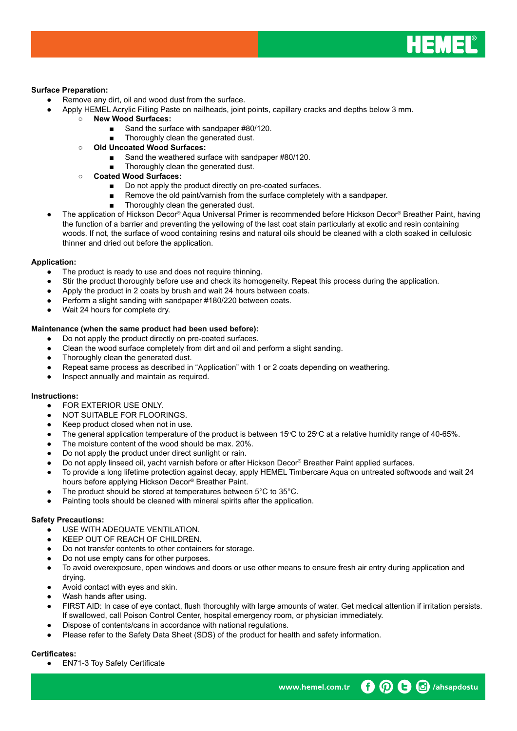**Surface Preparation:**

- Remove any dirt, oil and wood dust from the surface.
- Apply HEMEL Acrylic Filling Paste on nailheads, joint points, capillary cracks and depths below 3 mm.
    - **New Wood Surfaces:**
        - Sand the surface with sandpaper #80/120.
        - Thoroughly clean the generated dust.
    - **Old Uncoated Wood Surfaces:**
        - Sand the weathered surface with sandpaper #80/120.
        - Thoroughly clean the generated dust.
    - **Coated Wood Surfaces:**
        - Do not apply the product directly on pre-coated surfaces.
        - Remove the old paint/varnish from the surface completely with a sandpaper.
        - Thoroughly clean the generated dust.
- The application of Hickson Decor® Aqua Universal Primer is recommended before Hickson Decor® Breather Paint, having the function of a barrier and preventing the yellowing of the last coat stain particularly at exotic and resin containing woods. If not, the surface of wood containing resins and natural oils should be cleaned with a cloth soaked in cellulosic thinner and dried out before the application.

**Application:**

- The product is ready to use and does not require thinning.
- Stir the product thoroughly before use and check its homogeneity. Repeat this process during the application.
- Apply the product in 2 coats by brush and wait 24 hours between coats.
- Perform a slight sanding with sandpaper #180/220 between coats.
- Wait 24 hours for complete dry.

**Maintenance (when the same product had been used before):**

- Do not apply the product directly on pre-coated surfaces.
- Clean the wood surface completely from dirt and oil and perform a slight sanding.
- Thoroughly clean the generated dust.
- Repeat same process as described in “Application” with 1 or 2 coats depending on weathering.
- Inspect annually and maintain as required.

**Instructions:**

- FOR EXTERIOR USE ONLY.
- NOT SUITABLE FOR FLOORINGS.
- Keep product closed when not in use.
- The general application temperature of the product is between 15°C to 25°C at a relative humidity range of 40-65%.
- The moisture content of the wood should be max. 20%.
- Do not apply the product under direct sunlight or rain.
- Do not apply linseed oil, yacht varnish before or after Hickson Decor® Breather Paint applied surfaces.
- To provide a long lifetime protection against decay, apply HEMEL Timbercare Aqua on untreated softwoods and wait 24 hours before applying Hickson Decor® Breather Paint.
- The product should be stored at temperatures between 5°C to 35°C.
- Painting tools should be cleaned with mineral spirits after the application.

**Safety Precautions:**

- USE WITH ADEQUATE VENTILATION.
- KEEP OUT OF REACH OF CHILDREN.
- Do not transfer contents to other containers for storage.
- Do not use empty cans for other purposes.
- To avoid overexposure, open windows and doors or use other means to ensure fresh air entry during application and drying.
- Avoid contact with eyes and skin.
- Wash hands after using.
- FIRST AID: In case of eye contact, flush thoroughly with large amounts of water. Get medical attention if irritation persists. If swallowed, call Poison Control Center, hospital emergency room, or physician immediately.
- Dispose of contents/cans in accordance with national regulations.
- Please refer to the Safety Data Sheet (SDS) of the product for health and safety information.

**Certificates:**

- EN71-3 Toy Safety Certificate